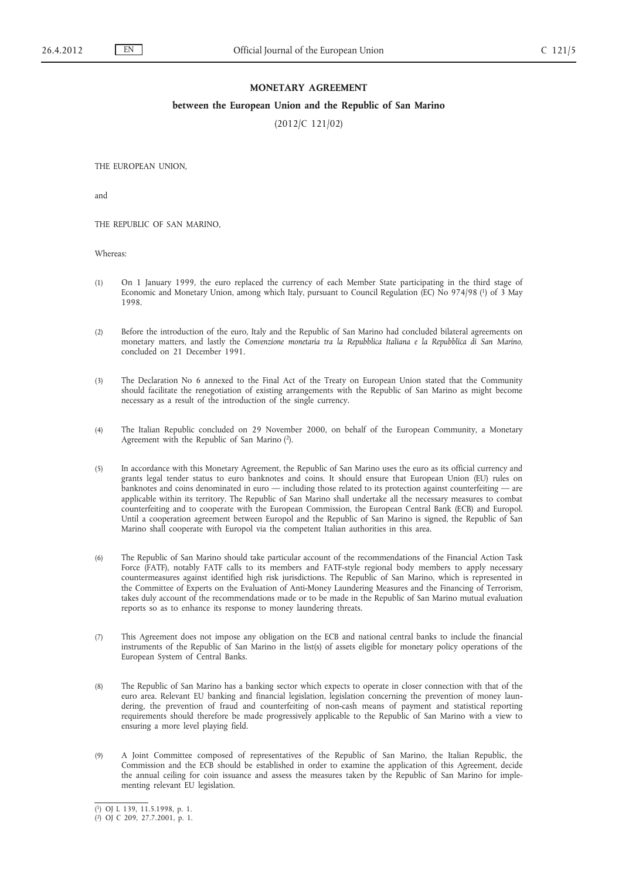# MONETARY AGREEMENT

## between the European Union and the Republic of San Marino

(2012/C 121/02)

THE EUROPEAN UNION,

and

THE REPUBLIC OF SAN MARINO,

Whereas:

(1) On 1 January 1999, the euro replaced the currency of each Member State participating in the third stage of Economic and Monetary Union, among which Italy, pursuant to Council Regulation (EC) No 974/98 [1] of 3 May 1998.

(2) Before the introduction of the euro, Italy and the Republic of San Marino had concluded bilateral agreements on monetary matters, and lastly the *Convenzione monetaria tra la Repubblica Italiana e la Repubblica di San Marino*, concluded on 21 December 1991.

(3) The Declaration No 6 annexed to the Final Act of the Treaty on European Union stated that the Community should facilitate the renegotiation of existing arrangements with the Republic of San Marino as might become necessary as a result of the introduction of the single currency.

(4) The Italian Republic concluded on 29 November 2000, on behalf of the European Community, a Monetary Agreement with the Republic of San Marino [2].

(5) In accordance with this Monetary Agreement, the Republic of San Marino uses the euro as its official currency and grants legal tender status to euro banknotes and coins. It should ensure that European Union (EU) rules on banknotes and coins denominated in euro — including those related to its protection against counterfeiting — are applicable within its territory. The Republic of San Marino shall undertake all the necessary measures to combat counterfeiting and to cooperate with the European Commission, the European Central Bank (ECB) and Europol. Until a cooperation agreement between Europol and the Republic of San Marino is signed, the Republic of San Marino shall cooperate with Europol via the competent Italian authorities in this area.

(6) The Republic of San Marino should take particular account of the recommendations of the Financial Action Task Force (FATF), notably FATF calls to its members and FATF-style regional body members to apply necessary countermeasures against identified high risk jurisdictions. The Republic of San Marino, which is represented in the Committee of Experts on the Evaluation of Anti-Money Laundering Measures and the Financing of Terrorism, takes duly account of the recommendations made or to be made in the Republic of San Marino mutual evaluation reports so as to enhance its response to money laundering threats.

(7) This Agreement does not impose any obligation on the ECB and national central banks to include the financial instruments of the Republic of San Marino in the list(s) of assets eligible for monetary policy operations of the European System of Central Banks.

(8) The Republic of San Marino has a banking sector which expects to operate in closer connection with that of the euro area. Relevant EU banking and financial legislation, legislation concerning the prevention of money laundering, the prevention of fraud and counterfeiting of non-cash means of payment and statistical reporting requirements should therefore be made progressively applicable to the Republic of San Marino with a view to ensuring a more level playing field.

(9) A Joint Committee composed of representatives of the Republic of San Marino, the Italian Republic, the Commission and the ECB should be established in order to examine the application of this Agreement, decide the annual ceiling for coin issuance and assess the measures taken by the Republic of San Marino for implementing relevant EU legislation.

---

[1] OJ L 139, 11.5.1998, p. 1.

[2] OJ C 209, 27.7.2001, p. 1.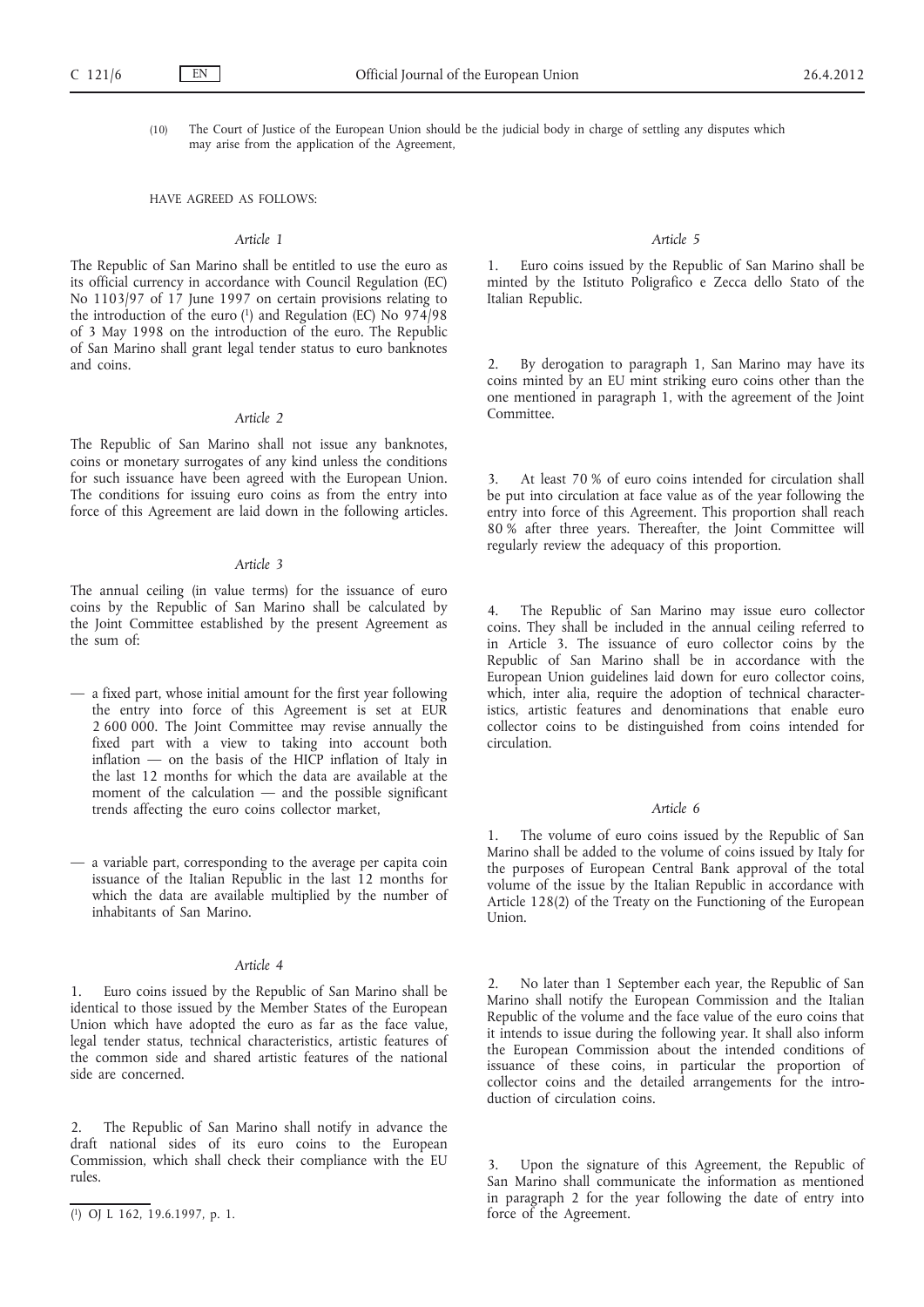(10) The Court of Justice of the European Union should be the judicial body in charge of settling any disputes which may arise from the application of the Agreement,

HAVE AGREED AS FOLLOWS:

*Article 1*

The Republic of San Marino shall be entitled to use the euro as its official currency in accordance with Council Regulation (EC) No 1103/97 of 17 June 1997 on certain provisions relating to the introduction of the euro [1] and Regulation (EC) No 974/98 of 3 May 1998 on the introduction of the euro. The Republic of San Marino shall grant legal tender status to euro banknotes and coins.

*Article 2*

The Republic of San Marino shall not issue any banknotes, coins or monetary surrogates of any kind unless the conditions for such issuance have been agreed with the European Union. The conditions for issuing euro coins as from the entry into force of this Agreement are laid down in the following articles.

*Article 3*

The annual ceiling (in value terms) for the issuance of euro coins by the Republic of San Marino shall be calculated by the Joint Committee established by the present Agreement as the sum of:

— a fixed part, whose initial amount for the first year following the entry into force of this Agreement is set at EUR 2 600 000. The Joint Committee may revise annually the fixed part with a view to taking into account both inflation — on the basis of the HICP inflation of Italy in the last 12 months for which the data are available at the moment of the calculation — and the possible significant trends affecting the euro coins collector market,

— a variable part, corresponding to the average per capita coin issuance of the Italian Republic in the last 12 months for which the data are available multiplied by the number of inhabitants of San Marino.

*Article 4*

1. Euro coins issued by the Republic of San Marino shall be identical to those issued by the Member States of the European Union which have adopted the euro as far as the face value, legal tender status, technical characteristics, artistic features of the common side and shared artistic features of the national side are concerned.

2. The Republic of San Marino shall notify in advance the draft national sides of its euro coins to the European Commission, which shall check their compliance with the EU rules.

*Article 5*

1. Euro coins issued by the Republic of San Marino shall be minted by the Istituto Poligrafico e Zecca dello Stato of the Italian Republic.

2. By derogation to paragraph 1, San Marino may have its coins minted by an EU mint striking euro coins other than the one mentioned in paragraph 1, with the agreement of the Joint Committee.

3. At least 70 % of euro coins intended for circulation shall be put into circulation at face value as of the year following the entry into force of this Agreement. This proportion shall reach 80 % after three years. Thereafter, the Joint Committee will regularly review the adequacy of this proportion.

4. The Republic of San Marino may issue euro collector coins. They shall be included in the annual ceiling referred to in Article 3. The issuance of euro collector coins by the Republic of San Marino shall be in accordance with the European Union guidelines laid down for euro collector coins, which, inter alia, require the adoption of technical characteristics, artistic features and denominations that enable euro collector coins to be distinguished from coins intended for circulation.

*Article 6*

1. The volume of euro coins issued by the Republic of San Marino shall be added to the volume of coins issued by Italy for the purposes of European Central Bank approval of the total volume of the issue by the Italian Republic in accordance with Article 128(2) of the Treaty on the Functioning of the European Union.

2. No later than 1 September each year, the Republic of San Marino shall notify the European Commission and the Italian Republic of the volume and the face value of the euro coins that it intends to issue during the following year. It shall also inform the European Commission about the intended conditions of issuance of these coins, in particular the proportion of collector coins and the detailed arrangements for the introduction of circulation coins.

3. Upon the signature of this Agreement, the Republic of San Marino shall communicate the information as mentioned in paragraph 2 for the year following the date of entry into force of the Agreement.

[1] OJ L 162, 19.6.1997, p. 1.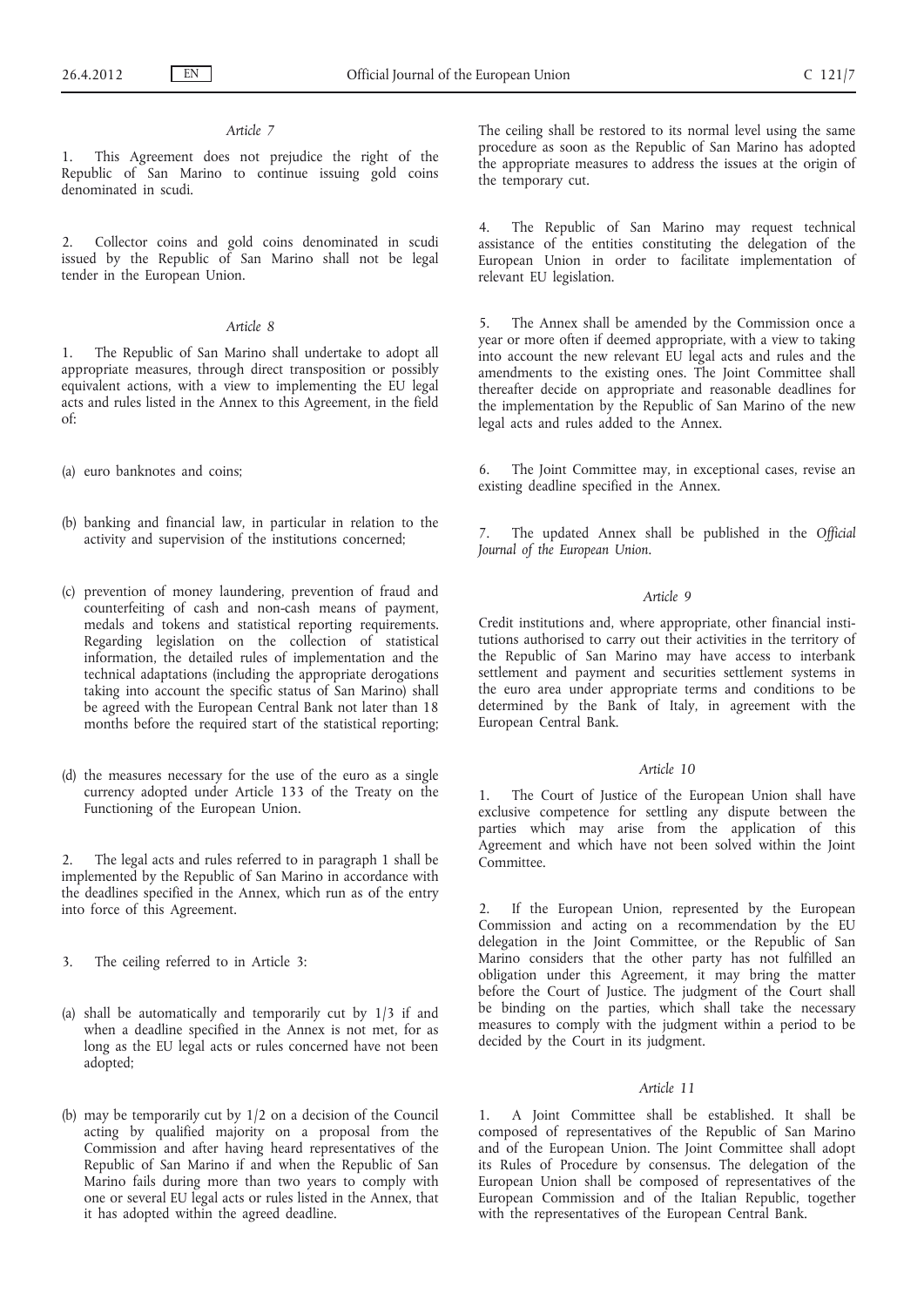*Article 7*

1. This Agreement does not prejudice the right of the Republic of San Marino to continue issuing gold coins denominated in scudi.

2. Collector coins and gold coins denominated in scudi issued by the Republic of San Marino shall not be legal tender in the European Union.

*Article 8*

1. The Republic of San Marino shall undertake to adopt all appropriate measures, through direct transposition or possibly equivalent actions, with a view to implementing the EU legal acts and rules listed in the Annex to this Agreement, in the field of:

(a) euro banknotes and coins;

(b) banking and financial law, in particular in relation to the activity and supervision of the institutions concerned;

(c) prevention of money laundering, prevention of fraud and counterfeiting of cash and non-cash means of payment, medals and tokens and statistical reporting requirements. Regarding legislation on the collection of statistical information, the detailed rules of implementation and the technical adaptations (including the appropriate derogations taking into account the specific status of San Marino) shall be agreed with the European Central Bank not later than 18 months before the required start of the statistical reporting;

(d) the measures necessary for the use of the euro as a single currency adopted under Article 133 of the Treaty on the Functioning of the European Union.

2. The legal acts and rules referred to in paragraph 1 shall be implemented by the Republic of San Marino in accordance with the deadlines specified in the Annex, which run as of the entry into force of this Agreement.

3. The ceiling referred to in Article 3:

(a) shall be automatically and temporarily cut by 1/3 if and when a deadline specified in the Annex is not met, for as long as the EU legal acts or rules concerned have not been adopted;

(b) may be temporarily cut by 1/2 on a decision of the Council acting by qualified majority on a proposal from the Commission and after having heard representatives of the Republic of San Marino if and when the Republic of San Marino fails during more than two years to comply with one or several EU legal acts or rules listed in the Annex, that it has adopted within the agreed deadline.

The ceiling shall be restored to its normal level using the same procedure as soon as the Republic of San Marino has adopted the appropriate measures to address the issues at the origin of the temporary cut.

4. The Republic of San Marino may request technical assistance of the entities constituting the delegation of the European Union in order to facilitate implementation of relevant EU legislation.

5. The Annex shall be amended by the Commission once a year or more often if deemed appropriate, with a view to taking into account the new relevant EU legal acts and rules and the amendments to the existing ones. The Joint Committee shall thereafter decide on appropriate and reasonable deadlines for the implementation by the Republic of San Marino of the new legal acts and rules added to the Annex.

6. The Joint Committee may, in exceptional cases, revise an existing deadline specified in the Annex.

7. The updated Annex shall be published in the *Official Journal of the European Union*.

*Article 9*

Credit institutions and, where appropriate, other financial institutions authorised to carry out their activities in the territory of the Republic of San Marino may have access to interbank settlement and payment and securities settlement systems in the euro area under appropriate terms and conditions to be determined by the Bank of Italy, in agreement with the European Central Bank.

*Article 10*

1. The Court of Justice of the European Union shall have exclusive competence for settling any dispute between the parties which may arise from the application of this Agreement and which have not been solved within the Joint Committee.

2. If the European Union, represented by the European Commission and acting on a recommendation by the EU delegation in the Joint Committee, or the Republic of San Marino considers that the other party has not fulfilled an obligation under this Agreement, it may bring the matter before the Court of Justice. The judgment of the Court shall be binding on the parties, which shall take the necessary measures to comply with the judgment within a period to be decided by the Court in its judgment.

*Article 11*

1. A Joint Committee shall be established. It shall be composed of representatives of the Republic of San Marino and of the European Union. The Joint Committee shall adopt its Rules of Procedure by consensus. The delegation of the European Union shall be composed of representatives of the European Commission and of the Italian Republic, together with the representatives of the European Central Bank.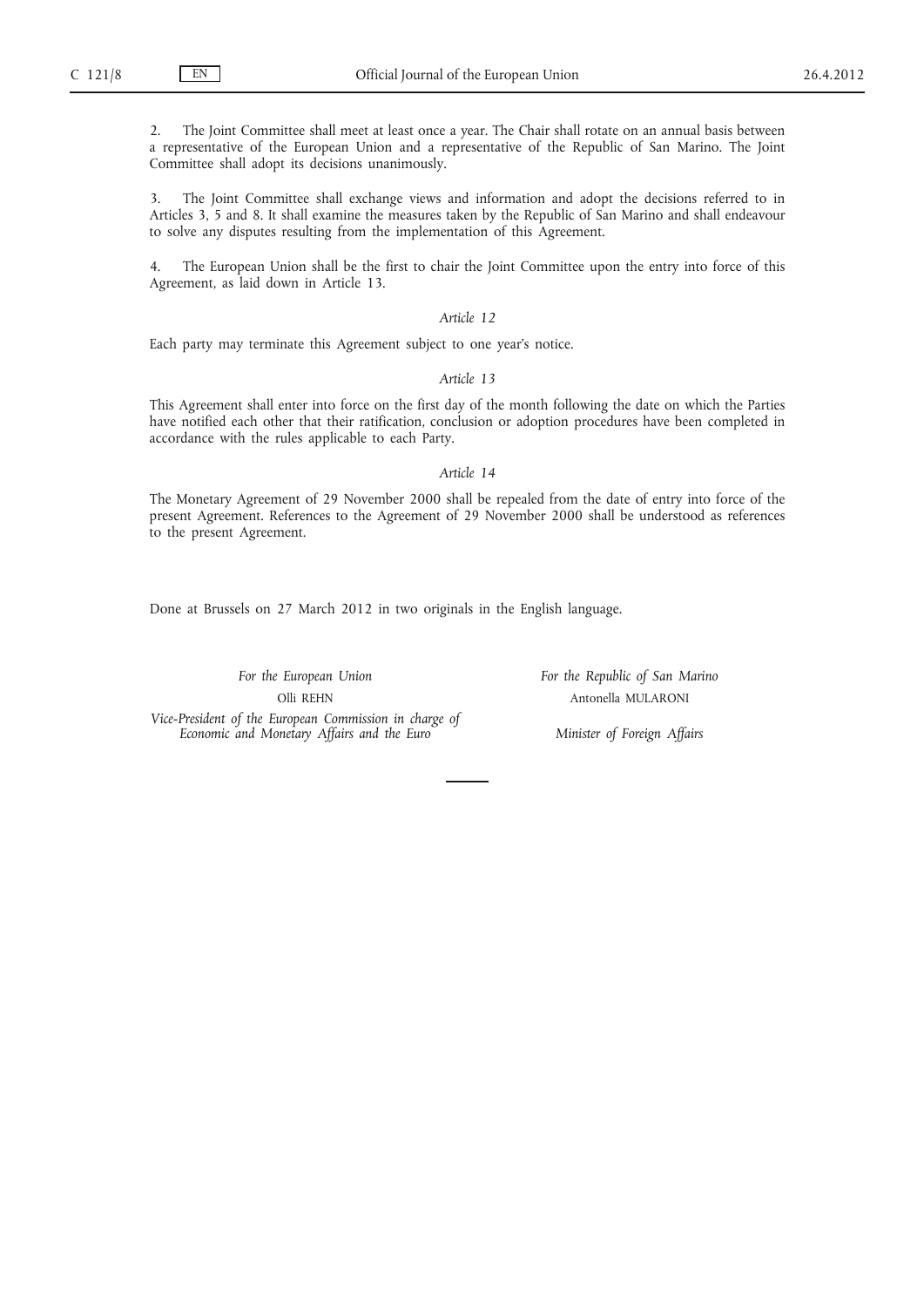2. The Joint Committee shall meet at least once a year. The Chair shall rotate on an annual basis between a representative of the European Union and a representative of the Republic of San Marino. The Joint Committee shall adopt its decisions unanimously.

3. The Joint Committee shall exchange views and information and adopt the decisions referred to in Articles 3, 5 and 8. It shall examine the measures taken by the Republic of San Marino and shall endeavour to solve any disputes resulting from the implementation of this Agreement.

4. The European Union shall be the first to chair the Joint Committee upon the entry into force of this Agreement, as laid down in Article 13.

*Article 12*

Each party may terminate this Agreement subject to one year's notice.

*Article 13*

This Agreement shall enter into force on the first day of the month following the date on which the Parties have notified each other that their ratification, conclusion or adoption procedures have been completed in accordance with the rules applicable to each Party.

*Article 14*

The Monetary Agreement of 29 November 2000 shall be repealed from the date of entry into force of the present Agreement. References to the Agreement of 29 November 2000 shall be understood as references to the present Agreement.

Done at Brussels on 27 March 2012 in two originals in the English language.

*For the European Union*

Olli REHN

*Vice-President of the European Commission in charge of Economic and Monetary Affairs and the Euro*

*For the Republic of San Marino*

Antonella MULARONI

*Minister of Foreign Affairs*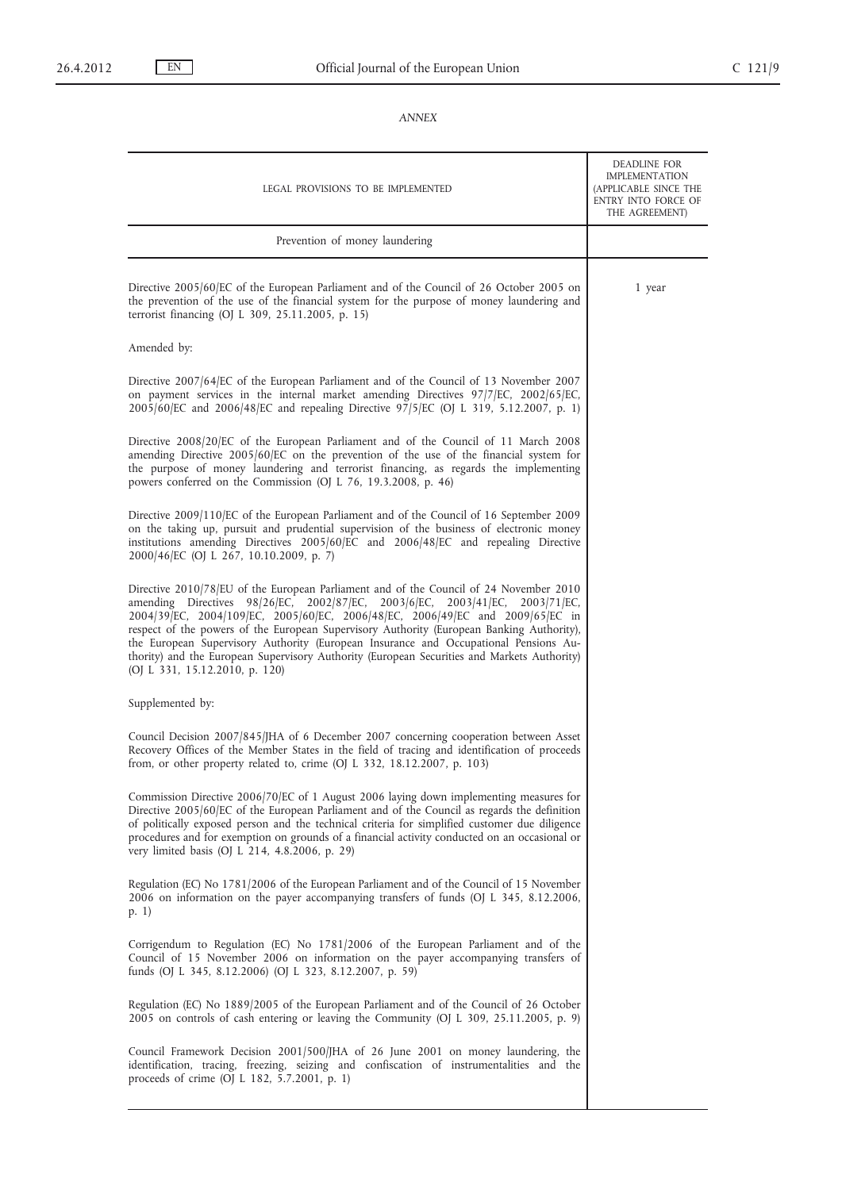*ANNEX*

| LEGAL PROVISIONS TO BE IMPLEMENTED | DEADLINE FOR IMPLEMENTATION (APPLICABLE SINCE THE ENTRY INTO FORCE OF THE AGREEMENT) |
|---|---|
| Prevention of money laundering | |
| Directive 2005/60/EC of the European Parliament and of the Council of 26 October 2005 on the prevention of the use of the financial system for the purpose of money laundering and terrorist financing (OJ L 309, 25.11.2005, p. 15) | 1 year |
| Amended by: | |
| Directive 2007/64/EC of the European Parliament and of the Council of 13 November 2007 on payment services in the internal market amending Directives 97/7/EC, 2002/65/EC, 2005/60/EC and 2006/48/EC and repealing Directive 97/5/EC (OJ L 319, 5.12.2007, p. 1) | |
| Directive 2008/20/EC of the European Parliament and of the Council of 11 March 2008 amending Directive 2005/60/EC on the prevention of the use of the financial system for the purpose of money laundering and terrorist financing, as regards the implementing powers conferred on the Commission (OJ L 76, 19.3.2008, p. 46) | |
| Directive 2009/110/EC of the European Parliament and of the Council of 16 September 2009 on the taking up, pursuit and prudential supervision of the business of electronic money institutions amending Directives 2005/60/EC and 2006/48/EC and repealing Directive 2000/46/EC (OJ L 267, 10.10.2009, p. 7) | |
| Directive 2010/78/EU of the European Parliament and of the Council of 24 November 2010 amending Directives 98/26/EC, 2002/87/EC, 2003/6/EC, 2003/41/EC, 2003/71/EC, 2004/39/EC, 2004/109/EC, 2005/60/EC, 2006/48/EC, 2006/49/EC and 2009/65/EC in respect of the powers of the European Supervisory Authority (European Banking Authority), the European Supervisory Authority (European Insurance and Occupational Pensions Authority) and the European Supervisory Authority (European Securities and Markets Authority) (OJ L 331, 15.12.2010, p. 120) | |
| Supplemented by: | |
| Council Decision 2007/845/JHA of 6 December 2007 concerning cooperation between Asset Recovery Offices of the Member States in the field of tracing and identification of proceeds from, or other property related to, crime (OJ L 332, 18.12.2007, p. 103) | |
| Commission Directive 2006/70/EC of 1 August 2006 laying down implementing measures for Directive 2005/60/EC of the European Parliament and of the Council as regards the definition of politically exposed person and the technical criteria for simplified customer due diligence procedures and for exemption on grounds of a financial activity conducted on an occasional or very limited basis (OJ L 214, 4.8.2006, p. 29) | |
| Regulation (EC) No 1781/2006 of the European Parliament and of the Council of 15 November 2006 on information on the payer accompanying transfers of funds (OJ L 345, 8.12.2006, p. 1) | |
| Corrigendum to Regulation (EC) No 1781/2006 of the European Parliament and of the Council of 15 November 2006 on information on the payer accompanying transfers of funds (OJ L 345, 8.12.2006) (OJ L 323, 8.12.2007, p. 59) | |
| Regulation (EC) No 1889/2005 of the European Parliament and of the Council of 26 October 2005 on controls of cash entering or leaving the Community (OJ L 309, 25.11.2005, p. 9) | |
| Council Framework Decision 2001/500/JHA of 26 June 2001 on money laundering, the identification, tracing, freezing, seizing and confiscation of instrumentalities and the proceeds of crime (OJ L 182, 5.7.2001, p. 1) | |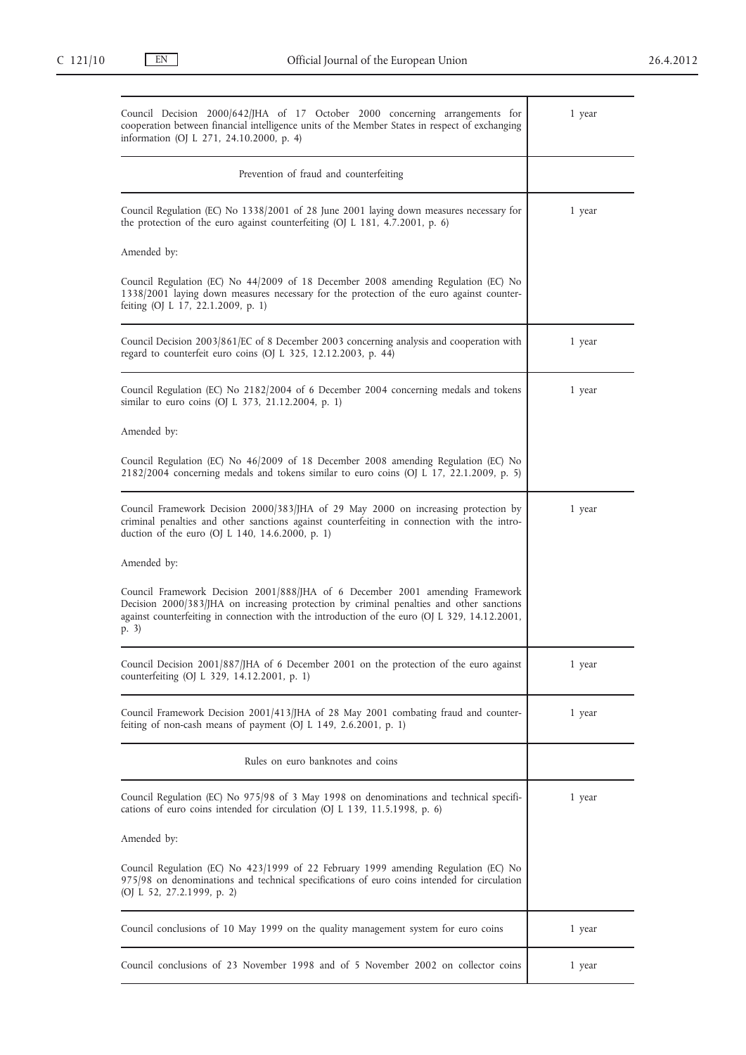| | |
|---|---|
| Council Decision 2000/642/JHA of 17 October 2000 concerning arrangements for cooperation between financial intelligence units of the Member States in respect of exchanging information (OJ L 271, 24.10.2000, p. 4) | 1 year |
| Prevention of fraud and counterfeiting | |
| Council Regulation (EC) No 1338/2001 of 28 June 2001 laying down measures necessary for the protection of the euro against counterfeiting (OJ L 181, 4.7.2001, p. 6)<br><br>Amended by:<br><br>Council Regulation (EC) No 44/2009 of 18 December 2008 amending Regulation (EC) No 1338/2001 laying down measures necessary for the protection of the euro against counterfeiting (OJ L 17, 22.1.2009, p. 1) | 1 year |
| Council Decision 2003/861/EC of 8 December 2003 concerning analysis and cooperation with regard to counterfeit euro coins (OJ L 325, 12.12.2003, p. 44) | 1 year |
| Council Regulation (EC) No 2182/2004 of 6 December 2004 concerning medals and tokens similar to euro coins (OJ L 373, 21.12.2004, p. 1)<br><br>Amended by:<br><br>Council Regulation (EC) No 46/2009 of 18 December 2008 amending Regulation (EC) No 2182/2004 concerning medals and tokens similar to euro coins (OJ L 17, 22.1.2009, p. 5) | 1 year |
| Council Framework Decision 2000/383/JHA of 29 May 2000 on increasing protection by criminal penalties and other sanctions against counterfeiting in connection with the introduction of the euro (OJ L 140, 14.6.2000, p. 1)<br><br>Amended by:<br><br>Council Framework Decision 2001/888/JHA of 6 December 2001 amending Framework Decision 2000/383/JHA on increasing protection by criminal penalties and other sanctions against counterfeiting in connection with the introduction of the euro (OJ L 329, 14.12.2001, p. 3) | 1 year |
| Council Decision 2001/887/JHA of 6 December 2001 on the protection of the euro against counterfeiting (OJ L 329, 14.12.2001, p. 1) | 1 year |
| Council Framework Decision 2001/413/JHA of 28 May 2001 combating fraud and counterfeiting of non-cash means of payment (OJ L 149, 2.6.2001, p. 1) | 1 year |
| Rules on euro banknotes and coins | |
| Council Regulation (EC) No 975/98 of 3 May 1998 on denominations and technical specifications of euro coins intended for circulation (OJ L 139, 11.5.1998, p. 6)<br><br>Amended by:<br><br>Council Regulation (EC) No 423/1999 of 22 February 1999 amending Regulation (EC) No 975/98 on denominations and technical specifications of euro coins intended for circulation (OJ L 52, 27.2.1999, p. 2) | 1 year |
| Council conclusions of 10 May 1999 on the quality management system for euro coins | 1 year |
| Council conclusions of 23 November 1998 and of 5 November 2002 on collector coins | 1 year |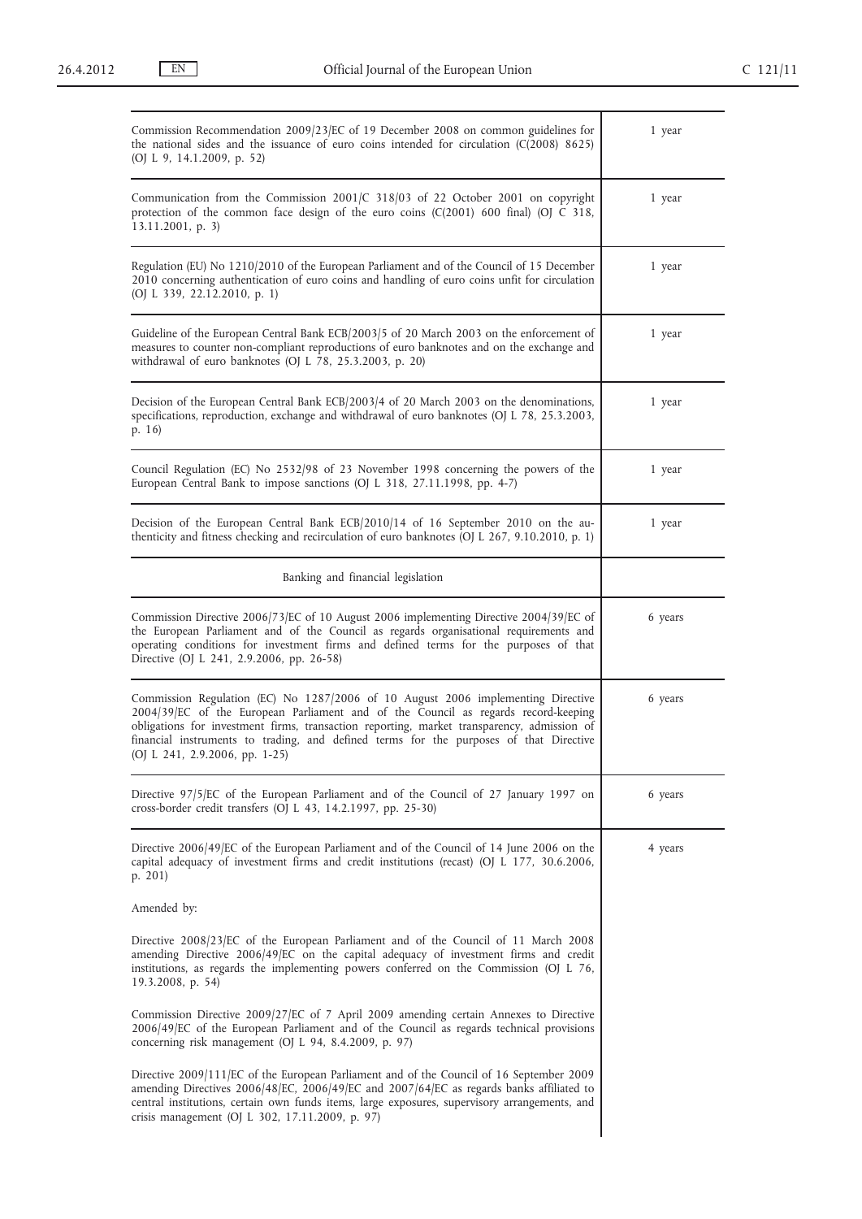| | |
|---|---|
| Commission Recommendation 2009/23/EC of 19 December 2008 on common guidelines for the national sides and the issuance of euro coins intended for circulation (C(2008) 8625) (OJ L 9, 14.1.2009, p. 52) | 1 year |
| Communication from the Commission 2001/C 318/03 of 22 October 2001 on copyright protection of the common face design of the euro coins (C(2001) 600 final) (OJ C 318, 13.11.2001, p. 3) | 1 year |
| Regulation (EU) No 1210/2010 of the European Parliament and of the Council of 15 December 2010 concerning authentication of euro coins and handling of euro coins unfit for circulation (OJ L 339, 22.12.2010, p. 1) | 1 year |
| Guideline of the European Central Bank ECB/2003/5 of 20 March 2003 on the enforcement of measures to counter non-compliant reproductions of euro banknotes and on the exchange and withdrawal of euro banknotes (OJ L 78, 25.3.2003, p. 20) | 1 year |
| Decision of the European Central Bank ECB/2003/4 of 20 March 2003 on the denominations, specifications, reproduction, exchange and withdrawal of euro banknotes (OJ L 78, 25.3.2003, p. 16) | 1 year |
| Council Regulation (EC) No 2532/98 of 23 November 1998 concerning the powers of the European Central Bank to impose sanctions (OJ L 318, 27.11.1998, pp. 4-7) | 1 year |
| Decision of the European Central Bank ECB/2010/14 of 16 September 2010 on the authenticity and fitness checking and recirculation of euro banknotes (OJ L 267, 9.10.2010, p. 1) | 1 year |
| Banking and financial legislation | |
| Commission Directive 2006/73/EC of 10 August 2006 implementing Directive 2004/39/EC of the European Parliament and of the Council as regards organisational requirements and operating conditions for investment firms and defined terms for the purposes of that Directive (OJ L 241, 2.9.2006, pp. 26-58) | 6 years |
| Commission Regulation (EC) No 1287/2006 of 10 August 2006 implementing Directive 2004/39/EC of the European Parliament and of the Council as regards record-keeping obligations for investment firms, transaction reporting, market transparency, admission of financial instruments to trading, and defined terms for the purposes of that Directive (OJ L 241, 2.9.2006, pp. 1-25) | 6 years |
| Directive 97/5/EC of the European Parliament and of the Council of 27 January 1997 on cross-border credit transfers (OJ L 43, 14.2.1997, pp. 25-30) | 6 years |
| Directive 2006/49/EC of the European Parliament and of the Council of 14 June 2006 on the capital adequacy of investment firms and credit institutions (recast) (OJ L 177, 30.6.2006, p. 201)<br><br>Amended by:<br><br>Directive 2008/23/EC of the European Parliament and of the Council of 11 March 2008 amending Directive 2006/49/EC on the capital adequacy of investment firms and credit institutions, as regards the implementing powers conferred on the Commission (OJ L 76, 19.3.2008, p. 54)<br><br>Commission Directive 2009/27/EC of 7 April 2009 amending certain Annexes to Directive 2006/49/EC of the European Parliament and of the Council as regards technical provisions concerning risk management (OJ L 94, 8.4.2009, p. 97)<br><br>Directive 2009/111/EC of the European Parliament and of the Council of 16 September 2009 amending Directives 2006/48/EC, 2006/49/EC and 2007/64/EC as regards banks affiliated to central institutions, certain own funds items, large exposures, supervisory arrangements, and crisis management (OJ L 302, 17.11.2009, p. 97) | 4 years |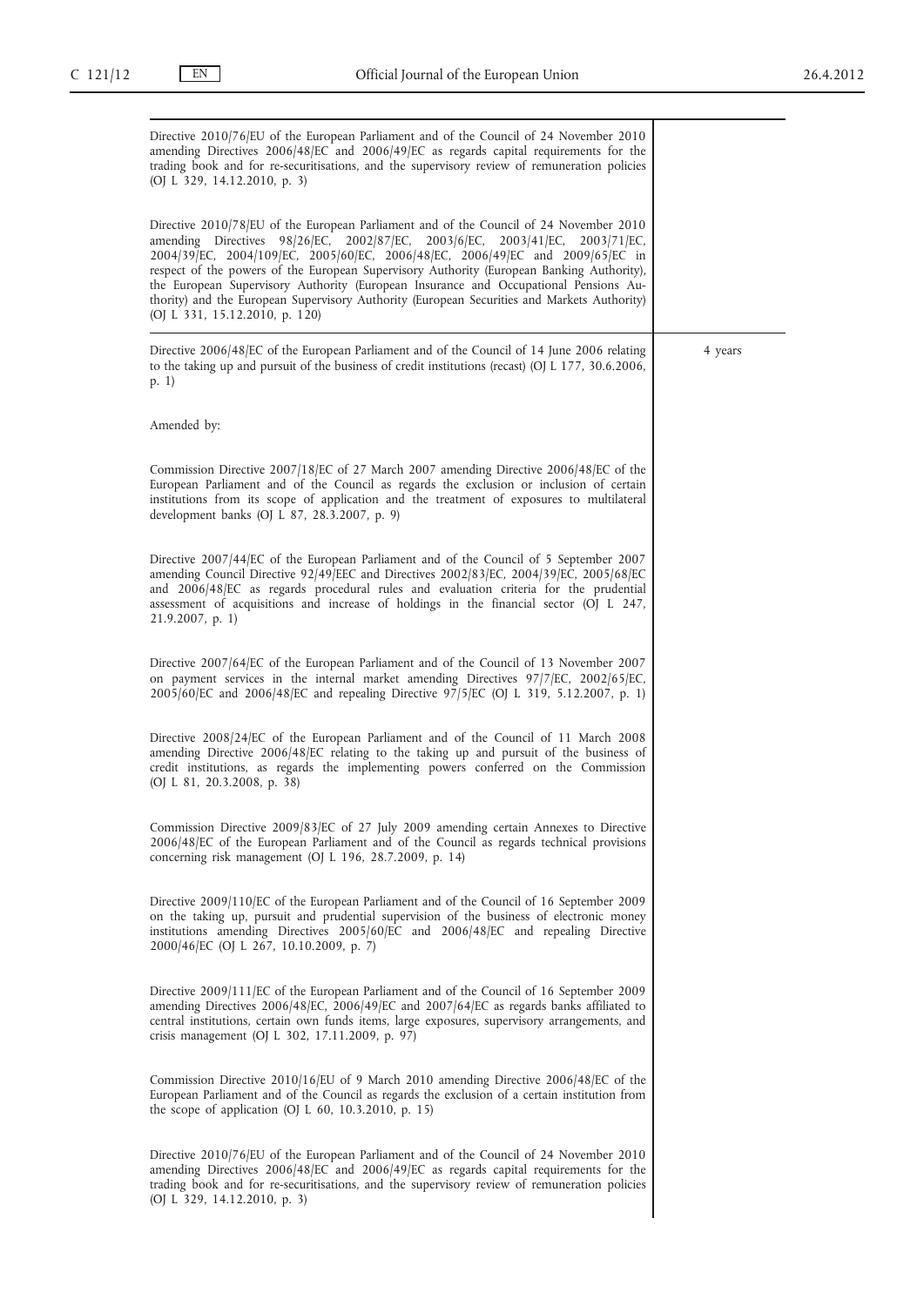| | |
|---|---|
| Directive 2010/76/EU of the European Parliament and of the Council of 24 November 2010 amending Directives 2006/48/EC and 2006/49/EC as regards capital requirements for the trading book and for re-securitisations, and the supervisory review of remuneration policies (OJ L 329, 14.12.2010, p. 3)<br><br>Directive 2010/78/EU of the European Parliament and of the Council of 24 November 2010 amending Directives 98/26/EC, 2002/87/EC, 2003/6/EC, 2003/41/EC, 2003/71/EC, 2004/39/EC, 2004/109/EC, 2005/60/EC, 2006/48/EC, 2006/49/EC and 2009/65/EC in respect of the powers of the European Supervisory Authority (European Banking Authority), the European Supervisory Authority (European Insurance and Occupational Pensions Authority) and the European Supervisory Authority (European Securities and Markets Authority) (OJ L 331, 15.12.2010, p. 120) | |
| Directive 2006/48/EC of the European Parliament and of the Council of 14 June 2006 relating to the taking up and pursuit of the business of credit institutions (recast) (OJ L 177, 30.6.2006, p. 1)<br><br>Amended by:<br><br>Commission Directive 2007/18/EC of 27 March 2007 amending Directive 2006/48/EC of the European Parliament and of the Council as regards the exclusion or inclusion of certain institutions from its scope of application and the treatment of exposures to multilateral development banks (OJ L 87, 28.3.2007, p. 9)<br><br>Directive 2007/44/EC of the European Parliament and of the Council of 5 September 2007 amending Council Directive 92/49/EEC and Directives 2002/83/EC, 2004/39/EC, 2005/68/EC and 2006/48/EC as regards procedural rules and evaluation criteria for the prudential assessment of acquisitions and increase of holdings in the financial sector (OJ L 247, 21.9.2007, p. 1)<br><br>Directive 2007/64/EC of the European Parliament and of the Council of 13 November 2007 on payment services in the internal market amending Directives 97/7/EC, 2002/65/EC, 2005/60/EC and 2006/48/EC and repealing Directive 97/5/EC (OJ L 319, 5.12.2007, p. 1)<br><br>Directive 2008/24/EC of the European Parliament and of the Council of 11 March 2008 amending Directive 2006/48/EC relating to the taking up and pursuit of the business of credit institutions, as regards the implementing powers conferred on the Commission (OJ L 81, 20.3.2008, p. 38)<br><br>Commission Directive 2009/83/EC of 27 July 2009 amending certain Annexes to Directive 2006/48/EC of the European Parliament and of the Council as regards technical provisions concerning risk management (OJ L 196, 28.7.2009, p. 14)<br><br>Directive 2009/110/EC of the European Parliament and of the Council of 16 September 2009 on the taking up, pursuit and prudential supervision of the business of electronic money institutions amending Directives 2005/60/EC and 2006/48/EC and repealing Directive 2000/46/EC (OJ L 267, 10.10.2009, p. 7)<br><br>Directive 2009/111/EC of the European Parliament and of the Council of 16 September 2009 amending Directives 2006/48/EC, 2006/49/EC and 2007/64/EC as regards banks affiliated to central institutions, certain own funds items, large exposures, supervisory arrangements, and crisis management (OJ L 302, 17.11.2009, p. 97)<br><br>Commission Directive 2010/16/EU of 9 March 2010 amending Directive 2006/48/EC of the European Parliament and of the Council as regards the exclusion of a certain institution from the scope of application (OJ L 60, 10.3.2010, p. 15)<br><br>Directive 2010/76/EU of the European Parliament and of the Council of 24 November 2010 amending Directives 2006/48/EC and 2006/49/EC as regards capital requirements for the trading book and for re-securitisations, and the supervisory review of remuneration policies (OJ L 329, 14.12.2010, p. 3) | 4 years |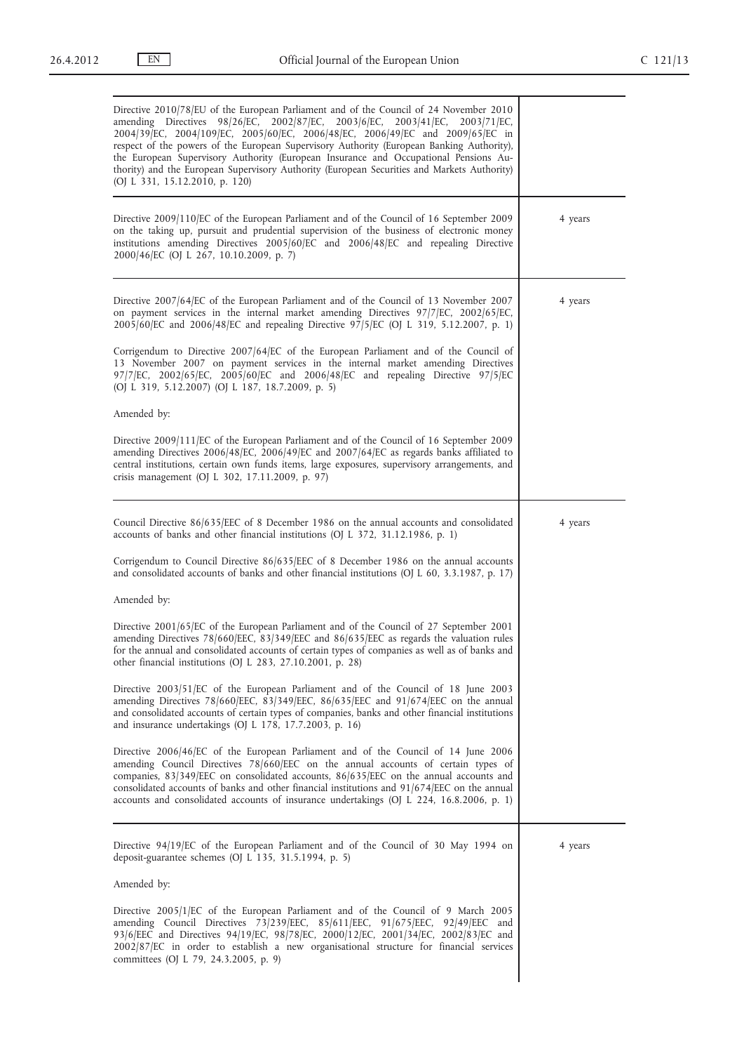| | |
|---|---|
| Directive 2010/78/EU of the European Parliament and of the Council of 24 November 2010 amending Directives 98/26/EC, 2002/87/EC, 2003/6/EC, 2003/41/EC, 2003/71/EC, 2004/39/EC, 2004/109/EC, 2005/60/EC, 2006/48/EC, 2006/49/EC and 2009/65/EC in respect of the powers of the European Supervisory Authority (European Banking Authority), the European Supervisory Authority (European Insurance and Occupational Pensions Authority) and the European Supervisory Authority (European Securities and Markets Authority) (OJ L 331, 15.12.2010, p. 120) | |
| Directive 2009/110/EC of the European Parliament and of the Council of 16 September 2009 on the taking up, pursuit and prudential supervision of the business of electronic money institutions amending Directives 2005/60/EC and 2006/48/EC and repealing Directive 2000/46/EC (OJ L 267, 10.10.2009, p. 7) | 4 years |
| Directive 2007/64/EC of the European Parliament and of the Council of 13 November 2007 on payment services in the internal market amending Directives 97/7/EC, 2002/65/EC, 2005/60/EC and 2006/48/EC and repealing Directive 97/5/EC (OJ L 319, 5.12.2007, p. 1)<br><br>Corrigendum to Directive 2007/64/EC of the European Parliament and of the Council of 13 November 2007 on payment services in the internal market amending Directives 97/7/EC, 2002/65/EC, 2005/60/EC and 2006/48/EC and repealing Directive 97/5/EC (OJ L 319, 5.12.2007) (OJ L 187, 18.7.2009, p. 5)<br><br>Amended by:<br><br>Directive 2009/111/EC of the European Parliament and of the Council of 16 September 2009 amending Directives 2006/48/EC, 2006/49/EC and 2007/64/EC as regards banks affiliated to central institutions, certain own funds items, large exposures, supervisory arrangements, and crisis management (OJ L 302, 17.11.2009, p. 97) | 4 years |
| Council Directive 86/635/EEC of 8 December 1986 on the annual accounts and consolidated accounts of banks and other financial institutions (OJ L 372, 31.12.1986, p. 1)<br><br>Corrigendum to Council Directive 86/635/EEC of 8 December 1986 on the annual accounts and consolidated accounts of banks and other financial institutions (OJ L 60, 3.3.1987, p. 17)<br><br>Amended by:<br><br>Directive 2001/65/EC of the European Parliament and of the Council of 27 September 2001 amending Directives 78/660/EEC, 83/349/EEC and 86/635/EEC as regards the valuation rules for the annual and consolidated accounts of certain types of companies as well as of banks and other financial institutions (OJ L 283, 27.10.2001, p. 28)<br><br>Directive 2003/51/EC of the European Parliament and of the Council of 18 June 2003 amending Directives 78/660/EEC, 83/349/EEC, 86/635/EEC and 91/674/EEC on the annual and consolidated accounts of certain types of companies, banks and other financial institutions and insurance undertakings (OJ L 178, 17.7.2003, p. 16)<br><br>Directive 2006/46/EC of the European Parliament and of the Council of 14 June 2006 amending Council Directives 78/660/EEC on the annual accounts of certain types of companies, 83/349/EEC on consolidated accounts, 86/635/EEC on the annual accounts and consolidated accounts of banks and other financial institutions and 91/674/EEC on the annual accounts and consolidated accounts of insurance undertakings (OJ L 224, 16.8.2006, p. 1) | 4 years |
| Directive 94/19/EC of the European Parliament and of the Council of 30 May 1994 on deposit-guarantee schemes (OJ L 135, 31.5.1994, p. 5)<br><br>Amended by:<br><br>Directive 2005/1/EC of the European Parliament and of the Council of 9 March 2005 amending Council Directives 73/239/EEC, 85/611/EEC, 91/675/EEC, 92/49/EEC and 93/6/EEC and Directives 94/19/EC, 98/78/EC, 2000/12/EC, 2001/34/EC, 2002/83/EC and 2002/87/EC in order to establish a new organisational structure for financial services committees (OJ L 79, 24.3.2005, p. 9) | 4 years |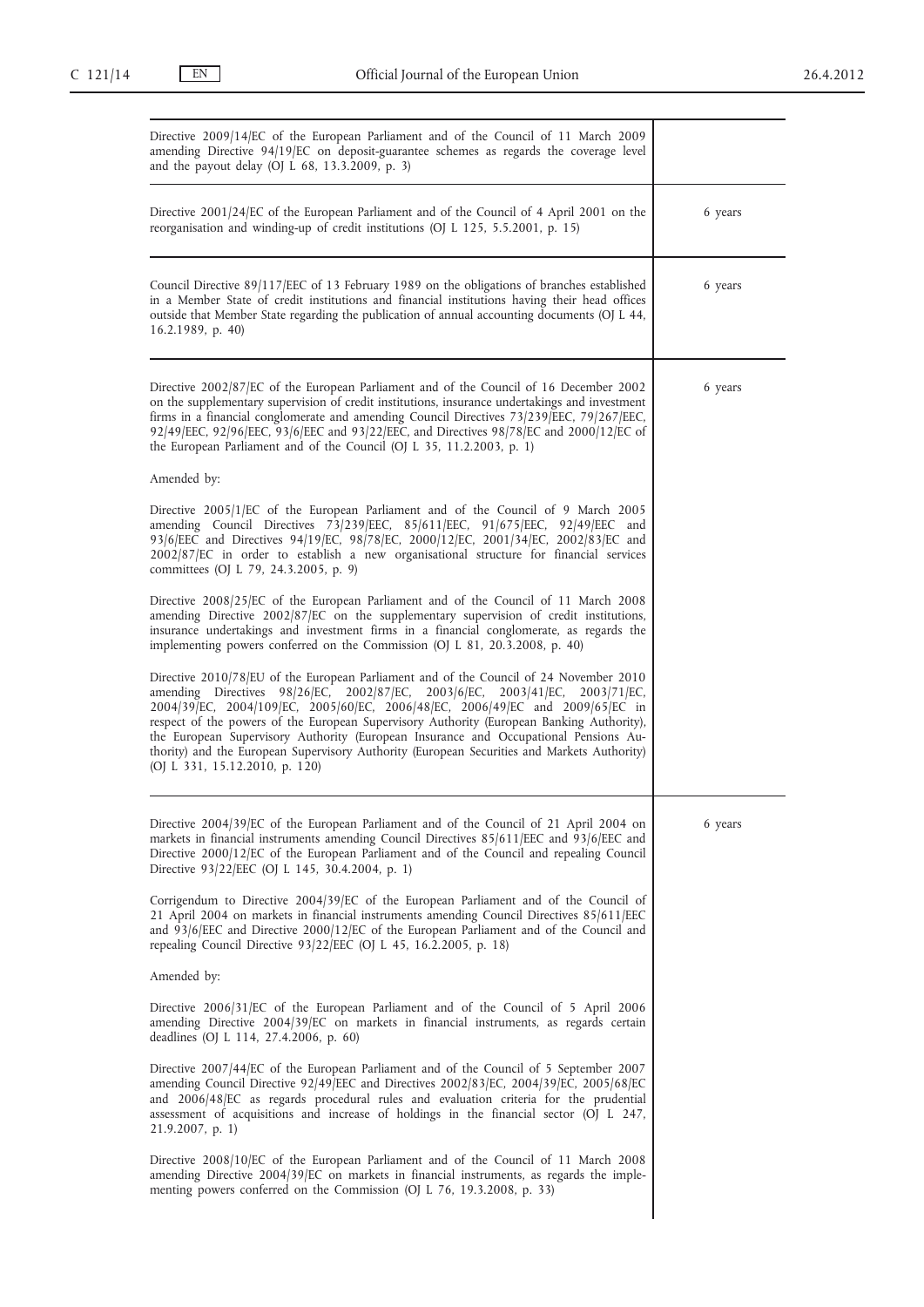| | |
|---|---|
| Directive 2009/14/EC of the European Parliament and of the Council of 11 March 2009 amending Directive 94/19/EC on deposit-guarantee schemes as regards the coverage level and the payout delay (OJ L 68, 13.3.2009, p. 3) | |
| Directive 2001/24/EC of the European Parliament and of the Council of 4 April 2001 on the reorganisation and winding-up of credit institutions (OJ L 125, 5.5.2001, p. 15) | 6 years |
| Council Directive 89/117/EEC of 13 February 1989 on the obligations of branches established in a Member State of credit institutions and financial institutions having their head offices outside that Member State regarding the publication of annual accounting documents (OJ L 44, 16.2.1989, p. 40) | 6 years |
| Directive 2002/87/EC of the European Parliament and of the Council of 16 December 2002 on the supplementary supervision of credit institutions, insurance undertakings and investment firms in a financial conglomerate and amending Council Directives 73/239/EEC, 79/267/EEC, 92/49/EEC, 92/96/EEC, 93/6/EEC and 93/22/EEC, and Directives 98/78/EC and 2000/12/EC of the European Parliament and of the Council (OJ L 35, 11.2.2003, p. 1)<br><br>Amended by:<br><br>Directive 2005/1/EC of the European Parliament and of the Council of 9 March 2005 amending Council Directives 73/239/EEC, 85/611/EEC, 91/675/EEC, 92/49/EEC and 93/6/EEC and Directives 94/19/EC, 98/78/EC, 2000/12/EC, 2001/34/EC, 2002/83/EC and 2002/87/EC in order to establish a new organisational structure for financial services committees (OJ L 79, 24.3.2005, p. 9)<br><br>Directive 2008/25/EC of the European Parliament and of the Council of 11 March 2008 amending Directive 2002/87/EC on the supplementary supervision of credit institutions, insurance undertakings and investment firms in a financial conglomerate, as regards the implementing powers conferred on the Commission (OJ L 81, 20.3.2008, p. 40)<br><br>Directive 2010/78/EU of the European Parliament and of the Council of 24 November 2010 amending Directives 98/26/EC, 2002/87/EC, 2003/6/EC, 2003/41/EC, 2003/71/EC, 2004/39/EC, 2004/109/EC, 2005/60/EC, 2006/48/EC, 2006/49/EC and 2009/65/EC in respect of the powers of the European Supervisory Authority (European Banking Authority), the European Supervisory Authority (European Insurance and Occupational Pensions Authority) and the European Supervisory Authority (European Securities and Markets Authority) (OJ L 331, 15.12.2010, p. 120) | 6 years |
| Directive 2004/39/EC of the European Parliament and of the Council of 21 April 2004 on markets in financial instruments amending Council Directives 85/611/EEC and 93/6/EEC and Directive 2000/12/EC of the European Parliament and of the Council and repealing Council Directive 93/22/EEC (OJ L 145, 30.4.2004, p. 1)<br><br>Corrigendum to Directive 2004/39/EC of the European Parliament and of the Council of 21 April 2004 on markets in financial instruments amending Council Directives 85/611/EEC and 93/6/EEC and Directive 2000/12/EC of the European Parliament and of the Council and repealing Council Directive 93/22/EEC (OJ L 45, 16.2.2005, p. 18)<br><br>Amended by:<br><br>Directive 2006/31/EC of the European Parliament and of the Council of 5 April 2006 amending Directive 2004/39/EC on markets in financial instruments, as regards certain deadlines (OJ L 114, 27.4.2006, p. 60)<br><br>Directive 2007/44/EC of the European Parliament and of the Council of 5 September 2007 amending Council Directive 92/49/EEC and Directives 2002/83/EC, 2004/39/EC, 2005/68/EC and 2006/48/EC as regards procedural rules and evaluation criteria for the prudential assessment of acquisitions and increase of holdings in the financial sector (OJ L 247, 21.9.2007, p. 1)<br><br>Directive 2008/10/EC of the European Parliament and of the Council of 11 March 2008 amending Directive 2004/39/EC on markets in financial instruments, as regards the implementing powers conferred on the Commission (OJ L 76, 19.3.2008, p. 33) | 6 years |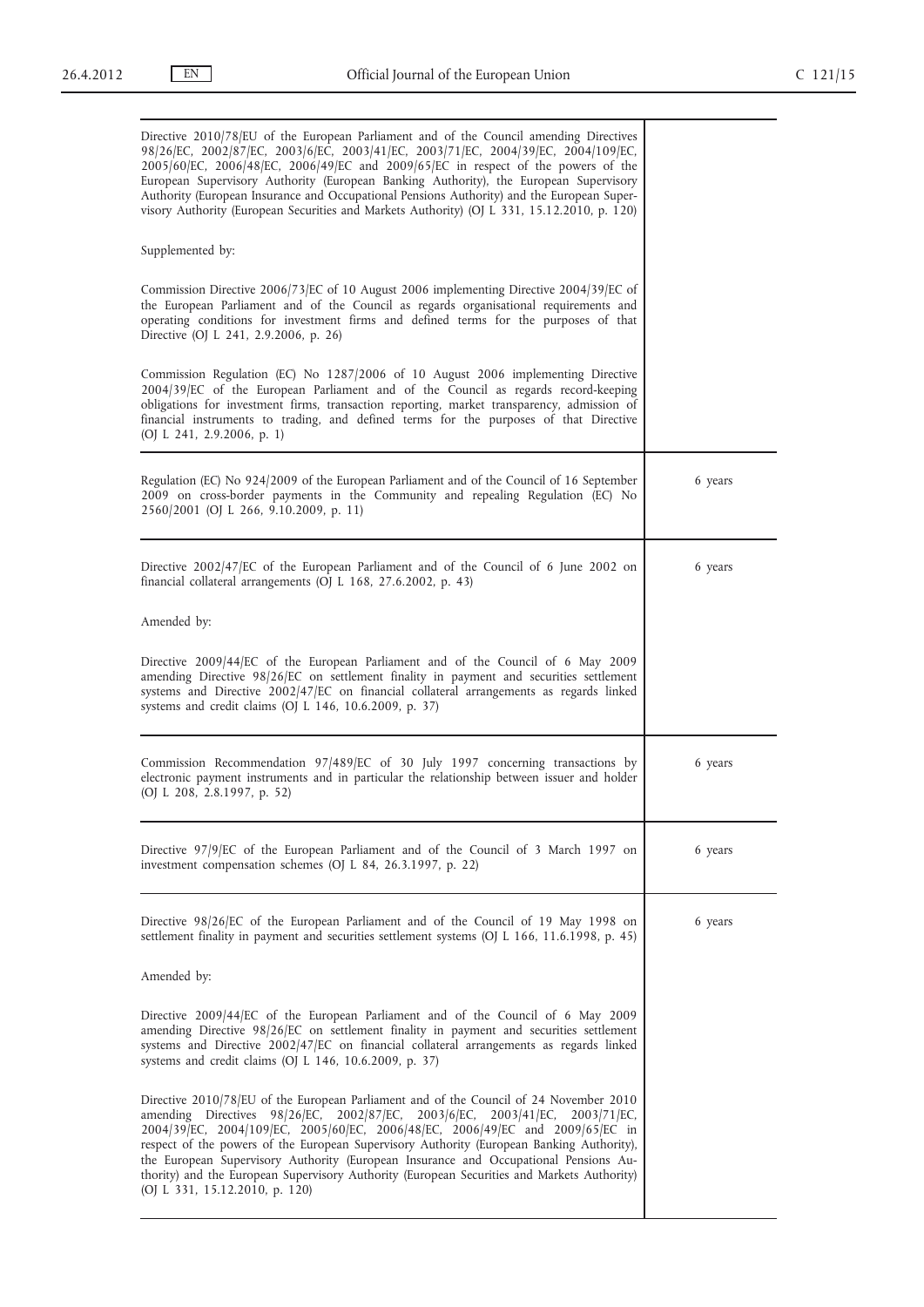| | |
|---|---|
| Directive 2010/78/EU of the European Parliament and of the Council amending Directives 98/26/EC, 2002/87/EC, 2003/6/EC, 2003/41/EC, 2003/71/EC, 2004/39/EC, 2004/109/EC, 2005/60/EC, 2006/48/EC, 2006/49/EC and 2009/65/EC in respect of the powers of the European Supervisory Authority (European Banking Authority), the European Supervisory Authority (European Insurance and Occupational Pensions Authority) and the European Supervisory Authority (European Securities and Markets Authority) (OJ L 331, 15.12.2010, p. 120)<br><br>Supplemented by:<br><br>Commission Directive 2006/73/EC of 10 August 2006 implementing Directive 2004/39/EC of the European Parliament and of the Council as regards organisational requirements and operating conditions for investment firms and defined terms for the purposes of that Directive (OJ L 241, 2.9.2006, p. 26)<br><br>Commission Regulation (EC) No 1287/2006 of 10 August 2006 implementing Directive 2004/39/EC of the European Parliament and of the Council as regards record-keeping obligations for investment firms, transaction reporting, market transparency, admission of financial instruments to trading, and defined terms for the purposes of that Directive (OJ L 241, 2.9.2006, p. 1) | |
| Regulation (EC) No 924/2009 of the European Parliament and of the Council of 16 September 2009 on cross-border payments in the Community and repealing Regulation (EC) No 2560/2001 (OJ L 266, 9.10.2009, p. 11) | 6 years |
| Directive 2002/47/EC of the European Parliament and of the Council of 6 June 2002 on financial collateral arrangements (OJ L 168, 27.6.2002, p. 43)<br><br>Amended by:<br><br>Directive 2009/44/EC of the European Parliament and of the Council of 6 May 2009 amending Directive 98/26/EC on settlement finality in payment and securities settlement systems and Directive 2002/47/EC on financial collateral arrangements as regards linked systems and credit claims (OJ L 146, 10.6.2009, p. 37) | 6 years |
| Commission Recommendation 97/489/EC of 30 July 1997 concerning transactions by electronic payment instruments and in particular the relationship between issuer and holder (OJ L 208, 2.8.1997, p. 52) | 6 years |
| Directive 97/9/EC of the European Parliament and of the Council of 3 March 1997 on investment compensation schemes (OJ L 84, 26.3.1997, p. 22) | 6 years |
| Directive 98/26/EC of the European Parliament and of the Council of 19 May 1998 on settlement finality in payment and securities settlement systems (OJ L 166, 11.6.1998, p. 45)<br><br>Amended by:<br><br>Directive 2009/44/EC of the European Parliament and of the Council of 6 May 2009 amending Directive 98/26/EC on settlement finality in payment and securities settlement systems and Directive 2002/47/EC on financial collateral arrangements as regards linked systems and credit claims (OJ L 146, 10.6.2009, p. 37)<br><br>Directive 2010/78/EU of the European Parliament and of the Council of 24 November 2010 amending Directives 98/26/EC, 2002/87/EC, 2003/6/EC, 2003/41/EC, 2003/71/EC, 2004/39/EC, 2004/109/EC, 2005/60/EC, 2006/48/EC, 2006/49/EC and 2009/65/EC in respect of the powers of the European Supervisory Authority (European Banking Authority), the European Supervisory Authority (European Insurance and Occupational Pensions Authority) and the European Supervisory Authority (European Securities and Markets Authority) (OJ L 331, 15.12.2010, p. 120) | 6 years |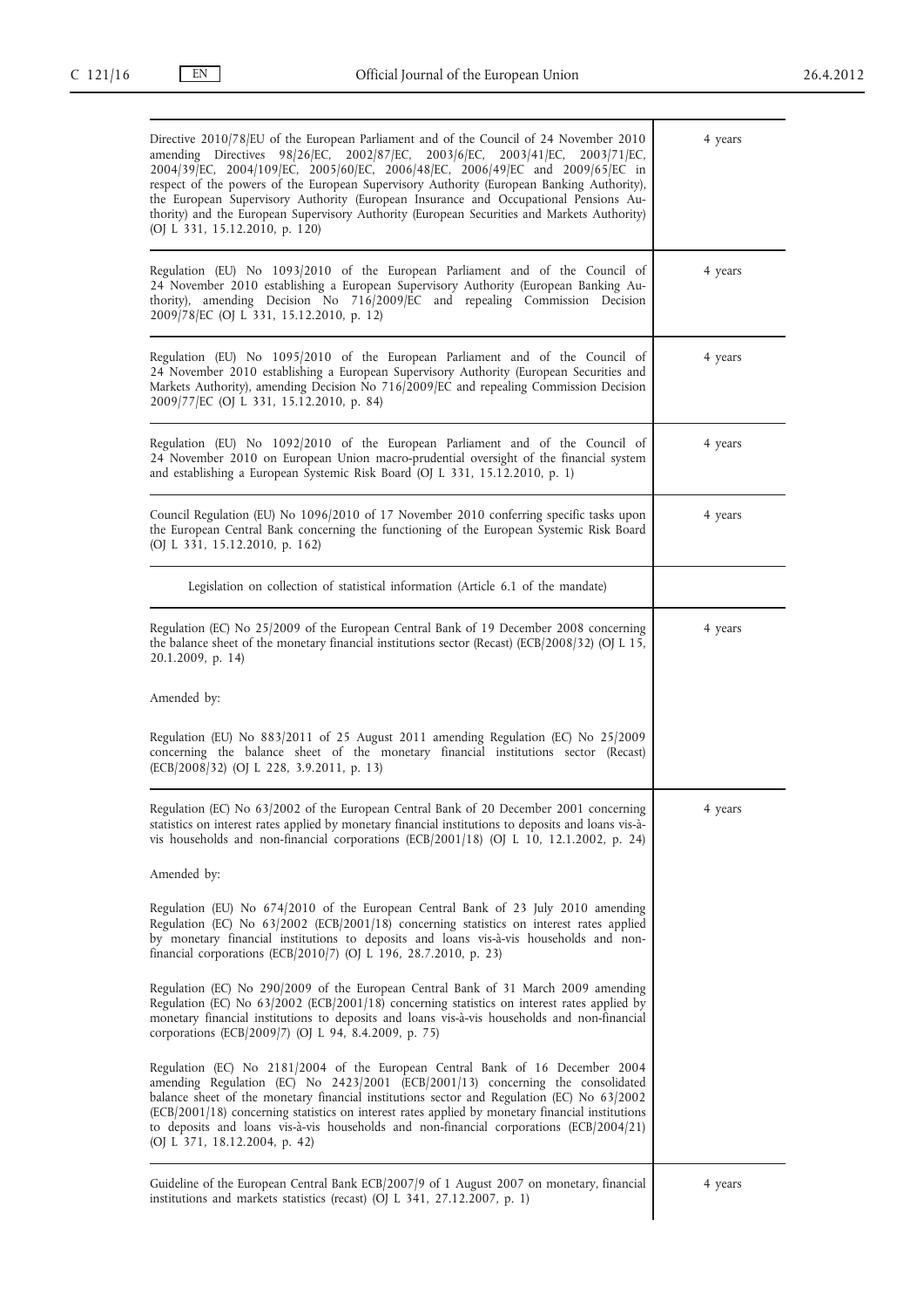| | |
|---|---|
| Directive 2010/78/EU of the European Parliament and of the Council of 24 November 2010 amending Directives 98/26/EC, 2002/87/EC, 2003/6/EC, 2003/41/EC, 2003/71/EC, 2004/39/EC, 2004/109/EC, 2005/60/EC, 2006/48/EC, 2006/49/EC and 2009/65/EC in respect of the powers of the European Supervisory Authority (European Banking Authority), the European Supervisory Authority (European Insurance and Occupational Pensions Authority) and the European Supervisory Authority (European Securities and Markets Authority) (OJ L 331, 15.12.2010, p. 120) | 4 years |
| Regulation (EU) No 1093/2010 of the European Parliament and of the Council of 24 November 2010 establishing a European Supervisory Authority (European Banking Authority), amending Decision No 716/2009/EC and repealing Commission Decision 2009/78/EC (OJ L 331, 15.12.2010, p. 12) | 4 years |
| Regulation (EU) No 1095/2010 of the European Parliament and of the Council of 24 November 2010 establishing a European Supervisory Authority (European Securities and Markets Authority), amending Decision No 716/2009/EC and repealing Commission Decision 2009/77/EC (OJ L 331, 15.12.2010, p. 84) | 4 years |
| Regulation (EU) No 1092/2010 of the European Parliament and of the Council of 24 November 2010 on European Union macro-prudential oversight of the financial system and establishing a European Systemic Risk Board (OJ L 331, 15.12.2010, p. 1) | 4 years |
| Council Regulation (EU) No 1096/2010 of 17 November 2010 conferring specific tasks upon the European Central Bank concerning the functioning of the European Systemic Risk Board (OJ L 331, 15.12.2010, p. 162) | 4 years |
| Legislation on collection of statistical information (Article 6.1 of the mandate) | |
| Regulation (EC) No 25/2009 of the European Central Bank of 19 December 2008 concerning the balance sheet of the monetary financial institutions sector (Recast) (ECB/2008/32) (OJ L 15, 20.1.2009, p. 14)<br><br>Amended by:<br><br>Regulation (EU) No 883/2011 of 25 August 2011 amending Regulation (EC) No 25/2009 concerning the balance sheet of the monetary financial institutions sector (Recast) (ECB/2008/32) (OJ L 228, 3.9.2011, p. 13) | 4 years |
| Regulation (EC) No 63/2002 of the European Central Bank of 20 December 2001 concerning statistics on interest rates applied by monetary financial institutions to deposits and loans vis-à-vis households and non-financial corporations (ECB/2001/18) (OJ L 10, 12.1.2002, p. 24)<br><br>Amended by:<br><br>Regulation (EU) No 674/2010 of the European Central Bank of 23 July 2010 amending Regulation (EC) No 63/2002 (ECB/2001/18) concerning statistics on interest rates applied by monetary financial institutions to deposits and loans vis-à-vis households and non-financial corporations (ECB/2010/7) (OJ L 196, 28.7.2010, p. 23)<br><br>Regulation (EC) No 290/2009 of the European Central Bank of 31 March 2009 amending Regulation (EC) No 63/2002 (ECB/2001/18) concerning statistics on interest rates applied by monetary financial institutions to deposits and loans vis-à-vis households and non-financial corporations (ECB/2009/7) (OJ L 94, 8.4.2009, p. 75)<br><br>Regulation (EC) No 2181/2004 of the European Central Bank of 16 December 2004 amending Regulation (EC) No 2423/2001 (ECB/2001/13) concerning the consolidated balance sheet of the monetary financial institutions sector and Regulation (EC) No 63/2002 (ECB/2001/18) concerning statistics on interest rates applied by monetary financial institutions to deposits and loans vis-à-vis households and non-financial corporations (ECB/2004/21) (OJ L 371, 18.12.2004, p. 42) | 4 years |
| Guideline of the European Central Bank ECB/2007/9 of 1 August 2007 on monetary, financial institutions and markets statistics (recast) (OJ L 341, 27.12.2007, p. 1) | 4 years |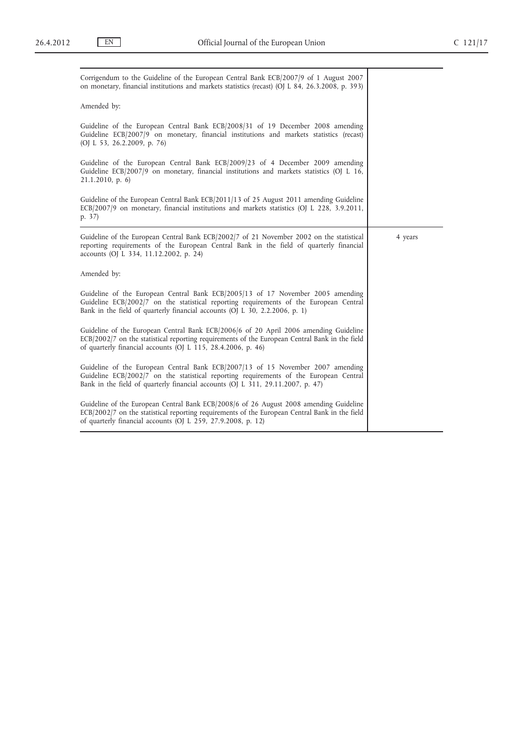| | |
|---|---|
| Corrigendum to the Guideline of the European Central Bank ECB/2007/9 of 1 August 2007 on monetary, financial institutions and markets statistics (recast) (OJ L 84, 26.3.2008, p. 393)<br><br>Amended by:<br><br>Guideline of the European Central Bank ECB/2008/31 of 19 December 2008 amending Guideline ECB/2007/9 on monetary, financial institutions and markets statistics (recast) (OJ L 53, 26.2.2009, p. 76)<br><br>Guideline of the European Central Bank ECB/2009/23 of 4 December 2009 amending Guideline ECB/2007/9 on monetary, financial institutions and markets statistics (OJ L 16, 21.1.2010, p. 6)<br><br>Guideline of the European Central Bank ECB/2011/13 of 25 August 2011 amending Guideline ECB/2007/9 on monetary, financial institutions and markets statistics (OJ L 228, 3.9.2011, p. 37) | |
| Guideline of the European Central Bank ECB/2002/7 of 21 November 2002 on the statistical reporting requirements of the European Central Bank in the field of quarterly financial accounts (OJ L 334, 11.12.2002, p. 24)<br><br>Amended by:<br><br>Guideline of the European Central Bank ECB/2005/13 of 17 November 2005 amending Guideline ECB/2002/7 on the statistical reporting requirements of the European Central Bank in the field of quarterly financial accounts (OJ L 30, 2.2.2006, p. 1)<br><br>Guideline of the European Central Bank ECB/2006/6 of 20 April 2006 amending Guideline ECB/2002/7 on the statistical reporting requirements of the European Central Bank in the field of quarterly financial accounts (OJ L 115, 28.4.2006, p. 46)<br><br>Guideline of the European Central Bank ECB/2007/13 of 15 November 2007 amending Guideline ECB/2002/7 on the statistical reporting requirements of the European Central Bank in the field of quarterly financial accounts (OJ L 311, 29.11.2007, p. 47)<br><br>Guideline of the European Central Bank ECB/2008/6 of 26 August 2008 amending Guideline ECB/2002/7 on the statistical reporting requirements of the European Central Bank in the field of quarterly financial accounts (OJ L 259, 27.9.2008, p. 12) | 4 years |